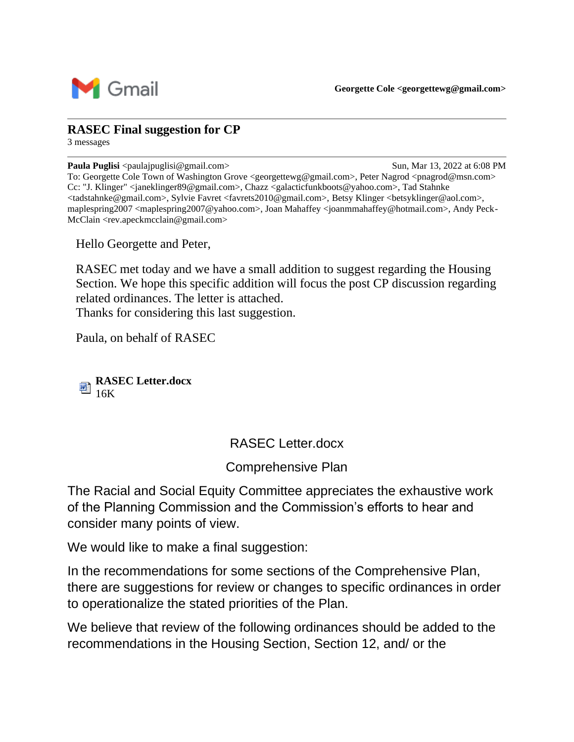Gmail

**Georgette Cole <georgettewg@gmail.com>**

## RASEC Final suggestion for CP

3 messages

---

**Paula Puglisi** <paulajpuglisi@gmail.com> Sun, Mar 13, 2022 at 6:08 PM
To: Georgette Cole Town of Washington Grove <georgettewg@gmail.com>, Peter Nagrod <pnagrod@msn.com>
Cc: "J. Klinger" <janeklinger89@gmail.com>, Chazz <galacticfunkboots@yahoo.com>, Tad Stahnke <tadstahnke@gmail.com>, Sylvie Favret <favrets2010@gmail.com>, Betsy Klinger <betsyklinger@aol.com>, maplespring2007 <maplespring2007@yahoo.com>, Joan Mahaffey <joanmmahaffey@hotmail.com>, Andy Peck-McClain <rev.apeckmcclain@gmail.com>

Hello Georgette and Peter,

RASEC met today and we have a small addition to suggest regarding the Housing Section. We hope this specific addition will focus the post CP discussion regarding related ordinances. The letter is attached.
Thanks for considering this last suggestion.

Paula, on behalf of RASEC

**RASEC Letter.docx**
16K

RASEC Letter.docx

Comprehensive Plan

The Racial and Social Equity Committee appreciates the exhaustive work of the Planning Commission and the Commission's efforts to hear and consider many points of view.

We would like to make a final suggestion:

In the recommendations for some sections of the Comprehensive Plan, there are suggestions for review or changes to specific ordinances in order to operationalize the stated priorities of the Plan.

We believe that review of the following ordinances should be added to the recommendations in the Housing Section, Section 12, and/ or the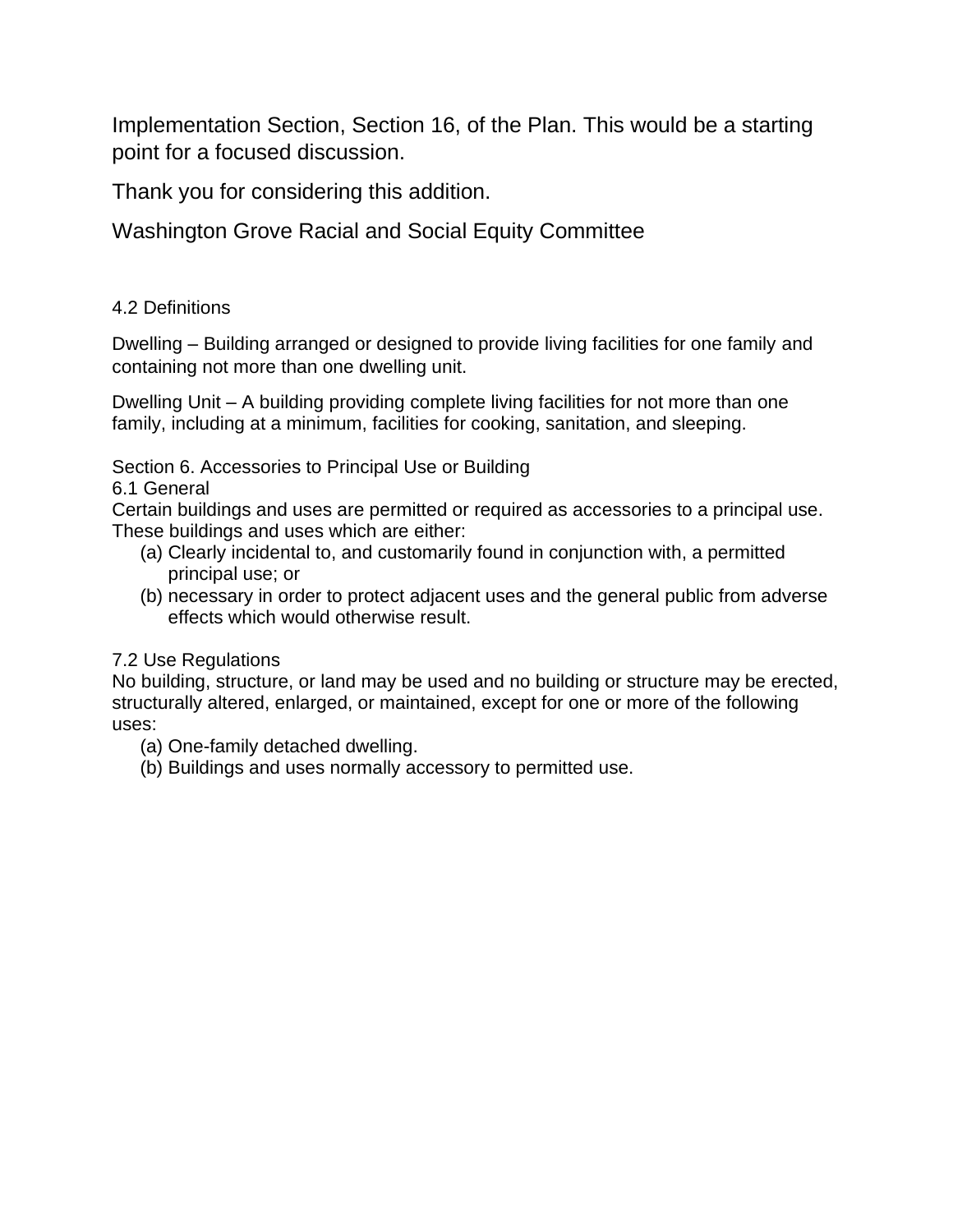Implementation Section, Section 16, of the Plan. This would be a starting point for a focused discussion.

Thank you for considering this addition.

Washington Grove Racial and Social Equity Committee

4.2 Definitions

Dwelling – Building arranged or designed to provide living facilities for one family and containing not more than one dwelling unit.

Dwelling Unit – A building providing complete living facilities for not more than one family, including at a minimum, facilities for cooking, sanitation, and sleeping.

Section 6. Accessories to Principal Use or Building
6.1 General
Certain buildings and uses are permitted or required as accessories to a principal use. These buildings and uses which are either:

(a) Clearly incidental to, and customarily found in conjunction with, a permitted principal use; or
(b) necessary in order to protect adjacent uses and the general public from adverse effects which would otherwise result.

7.2 Use Regulations
No building, structure, or land may be used and no building or structure may be erected, structurally altered, enlarged, or maintained, except for one or more of the following uses:

(a) One-family detached dwelling.
(b) Buildings and uses normally accessory to permitted use.